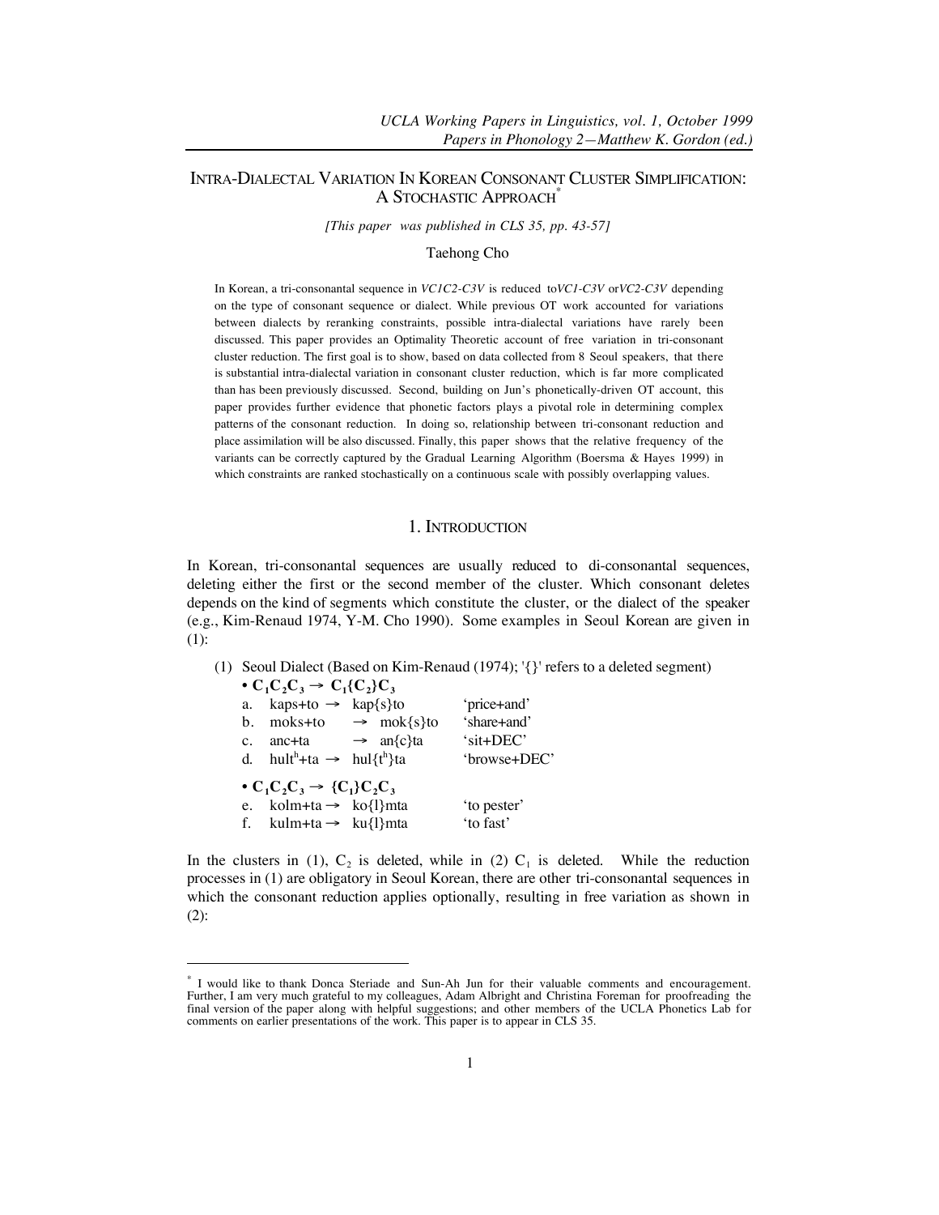# Intra-Dialectal Variation In Korean Consonant Cluster Simplification: A Stochastic Approach*

*[This paper was published in CLS 35, pp. 43-57]*

Taehong Cho

In Korean, a tri-consonantal sequence in *VC1C2-C3V* is reduced to*VC1-C3V* or*VC2-C3V* depending on the type of consonant sequence or dialect. While previous OT work accounted for variations between dialects by reranking constraints, possible intra-dialectal variations have rarely been discussed. This paper provides an Optimality Theoretic account of free variation in tri-consonant cluster reduction. The first goal is to show, based on data collected from 8 Seoul speakers, that there is substantial intra-dialectal variation in consonant cluster reduction, which is far more complicated than has been previously discussed. Second, building on Jun's phonetically-driven OT account, this paper provides further evidence that phonetic factors plays a pivotal role in determining complex patterns of the consonant reduction. In doing so, relationship between tri-consonant reduction and place assimilation will be also discussed. Finally, this paper shows that the relative frequency of the variants can be correctly captured by the Gradual Learning Algorithm (Boersma & Hayes 1999) in which constraints are ranked stochastically on a continuous scale with possibly overlapping values.

## 1. Introduction

In Korean, tri-consonantal sequences are usually reduced to di-consonantal sequences, deleting either the first or the second member of the cluster. Which consonant deletes depends on the kind of segments which constitute the cluster, or the dialect of the speaker (e.g., Kim-Renaud 1974, Y-M. Cho 1990). Some examples in Seoul Korean are given in (1):

(1) Seoul Dialect (Based on Kim-Renaud (1974); '{}' refers to a deleted segment)

- **$C_1C_2C_3 \rightarrow C_1\{C_2\}C_3$**
  - a. kaps+to → kap{s}to 'price+and'
  - b. moks+to → mok{s}to 'share+and'
  - c. anc+ta → an{c}ta 'sit+DEC'
  - d. hult$^h$+ta → hul{t$^h$}ta 'browse+DEC'
- **$C_1C_2C_3 \rightarrow \{C_1\}C_2C_3$**
  - e. kolm+ta → ko{l}mta 'to pester'
  - f. kulm+ta → ku{l}mta 'to fast'

In the clusters in (1), $C_2$ is deleted, while in (2) $C_1$ is deleted. While the reduction processes in (1) are obligatory in Seoul Korean, there are other tri-consonantal sequences in which the consonant reduction applies optionally, resulting in free variation as shown in (2):

---

* I would like to thank Donca Steriade and Sun-Ah Jun for their valuable comments and encouragement. Further, I am very much grateful to my colleagues, Adam Albright and Christina Foreman for proofreading the final version of the paper along with helpful suggestions; and other members of the UCLA Phonetics Lab for comments on earlier presentations of the work. This paper is to appear in CLS 35.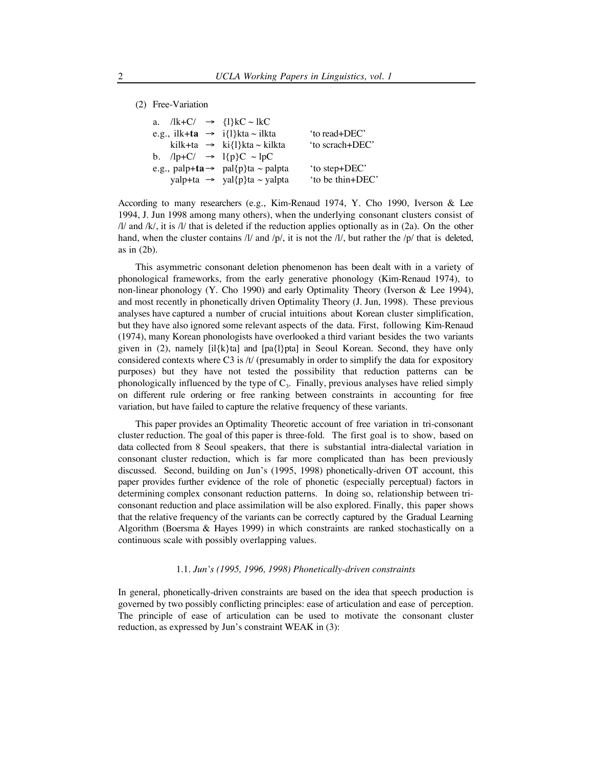(2) Free-Variation

| | | |
|---|---|---|
| a. /lk+C/ → {l}kC ~ lkC | | |
| e.g., ilk+**ta** → i{l}kta ~ ilkta | | 'to read+DEC' |
| kilk+ta → ki{l}kta ~ kilkta | | 'to scrach+DEC' |
| b. /lp+C/ → l{p}C ~ lpC | | |
| e.g., palp+**ta** → pal{p}ta ~ palpta | | 'to step+DEC' |
| yalp+ta → yal{p}ta ~ yalpta | | 'to be thin+DEC' |

According to many researchers (e.g., Kim-Renaud 1974, Y. Cho 1990, Iverson & Lee 1994, J. Jun 1998 among many others), when the underlying consonant clusters consist of /l/ and /k/, it is /l/ that is deleted if the reduction applies optionally as in (2a). On the other hand, when the cluster contains /l/ and /p/, it is not the /l/, but rather the /p/ that is deleted, as in (2b).

This asymmetric consonant deletion phenomenon has been dealt with in a variety of phonological frameworks, from the early generative phonology (Kim-Renaud 1974), to non-linear phonology (Y. Cho 1990) and early Optimality Theory (Iverson & Lee 1994), and most recently in phonetically driven Optimality Theory (J. Jun, 1998). These previous analyses have captured a number of crucial intuitions about Korean cluster simplification, but they have also ignored some relevant aspects of the data. First, following Kim-Renaud (1974), many Korean phonologists have overlooked a third variant besides the two variants given in (2), namely [il{k}ta] and [pa{l}pta] in Seoul Korean. Second, they have only considered contexts where C3 is /t/ (presumably in order to simplify the data for expository purposes) but they have not tested the possibility that reduction patterns can be phonologically influenced by the type of $C_3$. Finally, previous analyses have relied simply on different rule ordering or free ranking between constraints in accounting for free variation, but have failed to capture the relative frequency of these variants.

This paper provides an Optimality Theoretic account of free variation in tri-consonant cluster reduction. The goal of this paper is three-fold. The first goal is to show, based on data collected from 8 Seoul speakers, that there is substantial intra-dialectal variation in consonant cluster reduction, which is far more complicated than has been previously discussed. Second, building on Jun's (1995, 1998) phonetically-driven OT account, this paper provides further evidence of the role of phonetic (especially perceptual) factors in determining complex consonant reduction patterns. In doing so, relationship between tri-consonant reduction and place assimilation will be also explored. Finally, this paper shows that the relative frequency of the variants can be correctly captured by the Gradual Learning Algorithm (Boersma & Hayes 1999) in which constraints are ranked stochastically on a continuous scale with possibly overlapping values.

### 1.1. *Jun's (1995, 1996, 1998) Phonetically-driven constraints*

In general, phonetically-driven constraints are based on the idea that speech production is governed by two possibly conflicting principles: ease of articulation and ease of perception. The principle of ease of articulation can be used to motivate the consonant cluster reduction, as expressed by Jun's constraint WEAK in (3):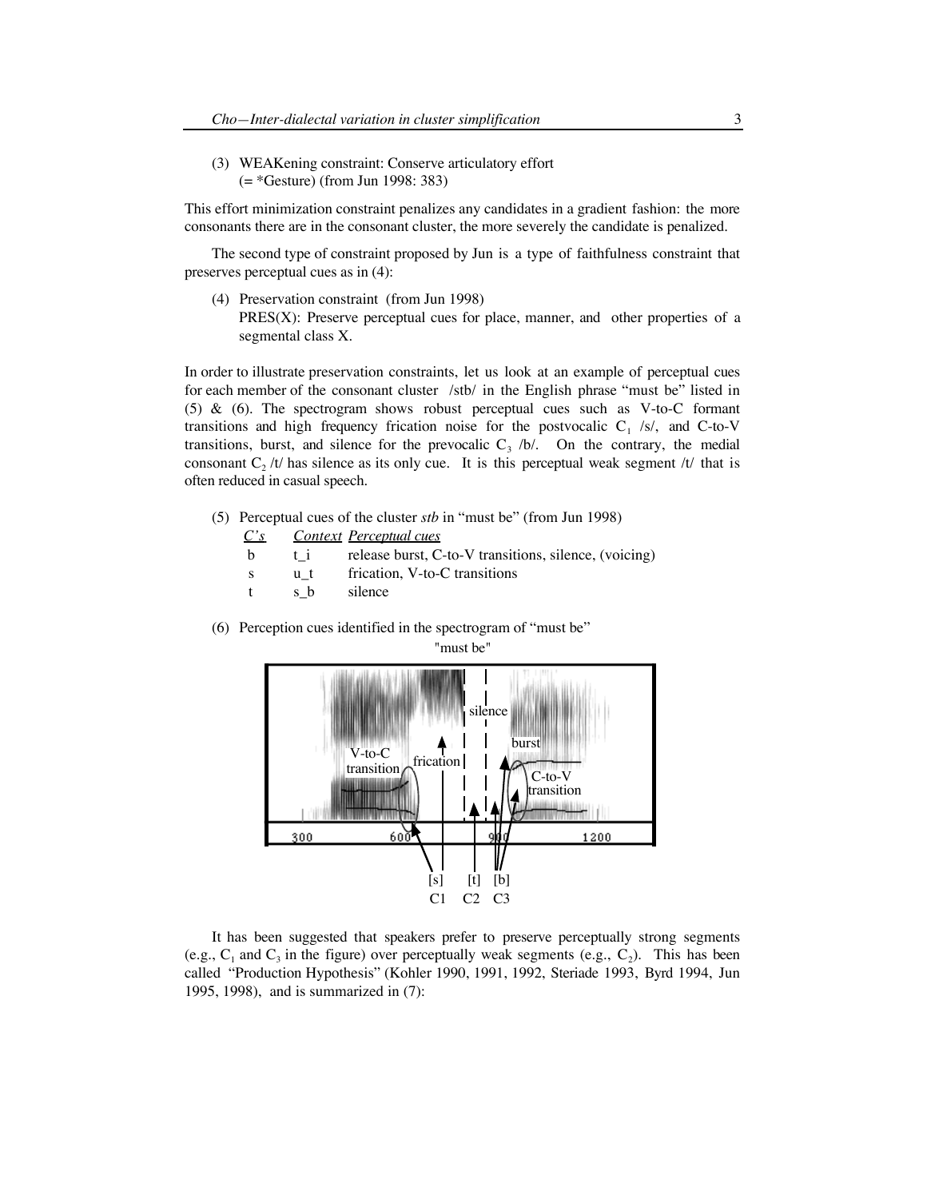(3) WEAKening constraint: Conserve articulatory effort
(= *Gesture) (from Jun 1998: 383)

This effort minimization constraint penalizes any candidates in a gradient fashion: the more consonants there are in the consonant cluster, the more severely the candidate is penalized.

The second type of constraint proposed by Jun is a type of faithfulness constraint that preserves perceptual cues as in (4):

(4) Preservation constraint (from Jun 1998)
PRES(X): Preserve perceptual cues for place, manner, and other properties of a segmental class X.

In order to illustrate preservation constraints, let us look at an example of perceptual cues for each member of the consonant cluster /stb/ in the English phrase "must be" listed in (5) & (6). The spectrogram shows robust perceptual cues such as V-to-C formant transitions and high frequency frication noise for the postvocalic $C_1$ /s/, and C-to-V transitions, burst, and silence for the prevocalic $C_3$ /b/. On the contrary, the medial consonant $C_2$ /t/ has silence as its only cue. It is this perceptual weak segment /t/ that is often reduced in casual speech.

(5) Perceptual cues of the cluster *stb* in "must be" (from Jun 1998)

| C's | Context | Perceptual cues |
|---|---|---|
| b | t_i | release burst, C-to-V transitions, silence, (voicing) |
| s | u_t | frication, V-to-C transitions |
| t | s_b | silence |

(6) Perception cues identified in the spectrogram of "must be"

It has been suggested that speakers prefer to preserve perceptually strong segments (e.g., $C_1$ and $C_3$ in the figure) over perceptually weak segments (e.g., $C_2$). This has been called "Production Hypothesis" (Kohler 1990, 1991, 1992, Steriade 1993, Byrd 1994, Jun 1995, 1998), and is summarized in (7):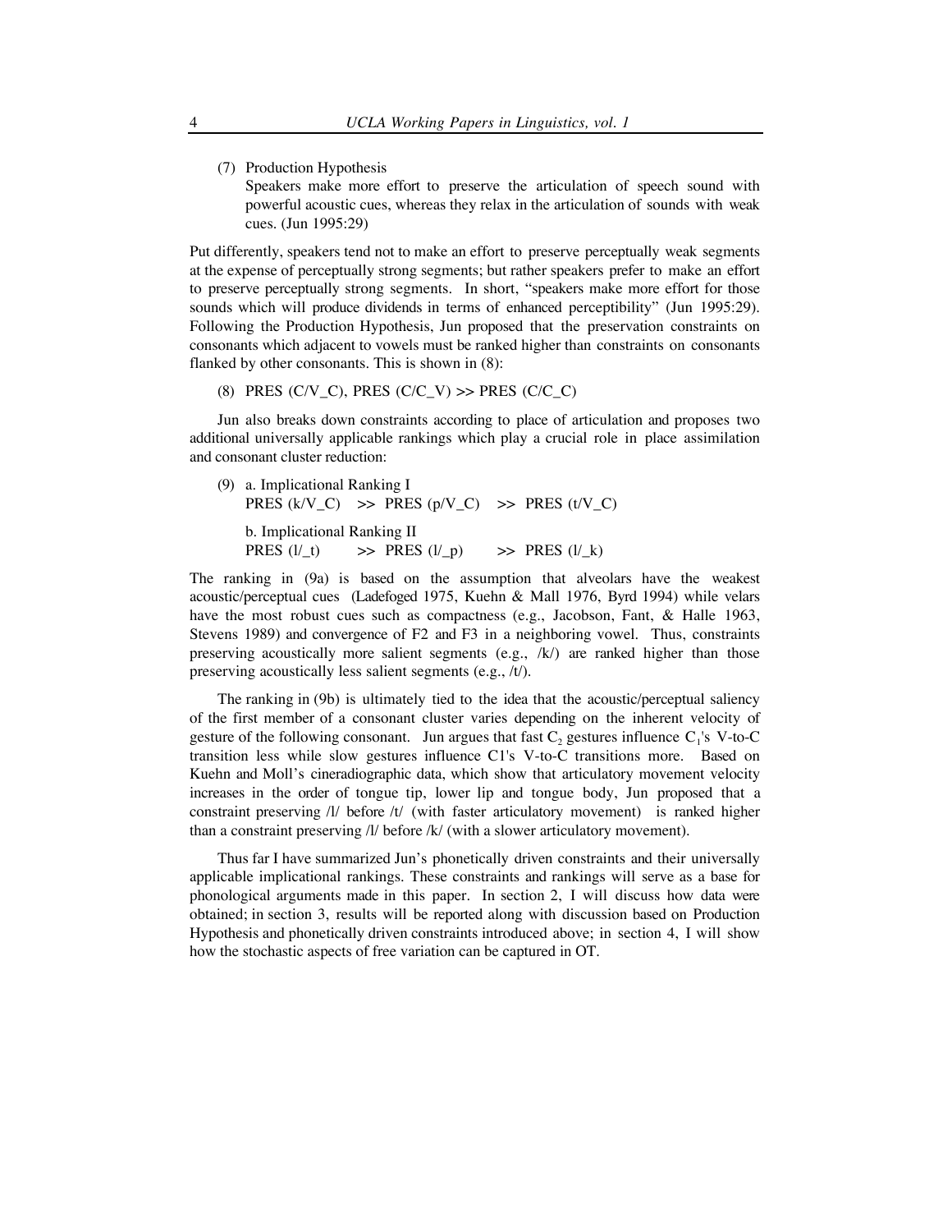(7) Production Hypothesis
   Speakers make more effort to preserve the articulation of speech sound with powerful acoustic cues, whereas they relax in the articulation of sounds with weak cues. (Jun 1995:29)

Put differently, speakers tend not to make an effort to preserve perceptually weak segments at the expense of perceptually strong segments; but rather speakers prefer to make an effort to preserve perceptually strong segments. In short, "speakers make more effort for those sounds which will produce dividends in terms of enhanced perceptibility" (Jun 1995:29). Following the Production Hypothesis, Jun proposed that the preservation constraints on consonants which adjacent to vowels must be ranked higher than constraints on consonants flanked by other consonants. This is shown in (8):

(8) PRES (C/V_C), PRES (C/C_V) >> PRES (C/C_C)

Jun also breaks down constraints according to place of articulation and proposes two additional universally applicable rankings which play a crucial role in place assimilation and consonant cluster reduction:

(9) a. Implicational Ranking I
   PRES (k/V_C) >> PRES (p/V_C) >> PRES (t/V_C)

   b. Implicational Ranking II
   PRES (l/_t) >> PRES (l/_p) >> PRES (l/_k)

The ranking in (9a) is based on the assumption that alveolars have the weakest acoustic/perceptual cues (Ladefoged 1975, Kuehn & Mall 1976, Byrd 1994) while velars have the most robust cues such as compactness (e.g., Jacobson, Fant, & Halle 1963, Stevens 1989) and convergence of F2 and F3 in a neighboring vowel. Thus, constraints preserving acoustically more salient segments (e.g., /k/) are ranked higher than those preserving acoustically less salient segments (e.g., /t/).

The ranking in (9b) is ultimately tied to the idea that the acoustic/perceptual saliency of the first member of a consonant cluster varies depending on the inherent velocity of gesture of the following consonant. Jun argues that fast $C_2$ gestures influence $C_1$'s V-to-C transition less while slow gestures influence C1's V-to-C transitions more. Based on Kuehn and Moll's cineradiographic data, which show that articulatory movement velocity increases in the order of tongue tip, lower lip and tongue body, Jun proposed that a constraint preserving /l/ before /t/ (with faster articulatory movement) is ranked higher than a constraint preserving /l/ before /k/ (with a slower articulatory movement).

Thus far I have summarized Jun's phonetically driven constraints and their universally applicable implicational rankings. These constraints and rankings will serve as a base for phonological arguments made in this paper. In section 2, I will discuss how data were obtained; in section 3, results will be reported along with discussion based on Production Hypothesis and phonetically driven constraints introduced above; in section 4, I will show how the stochastic aspects of free variation can be captured in OT.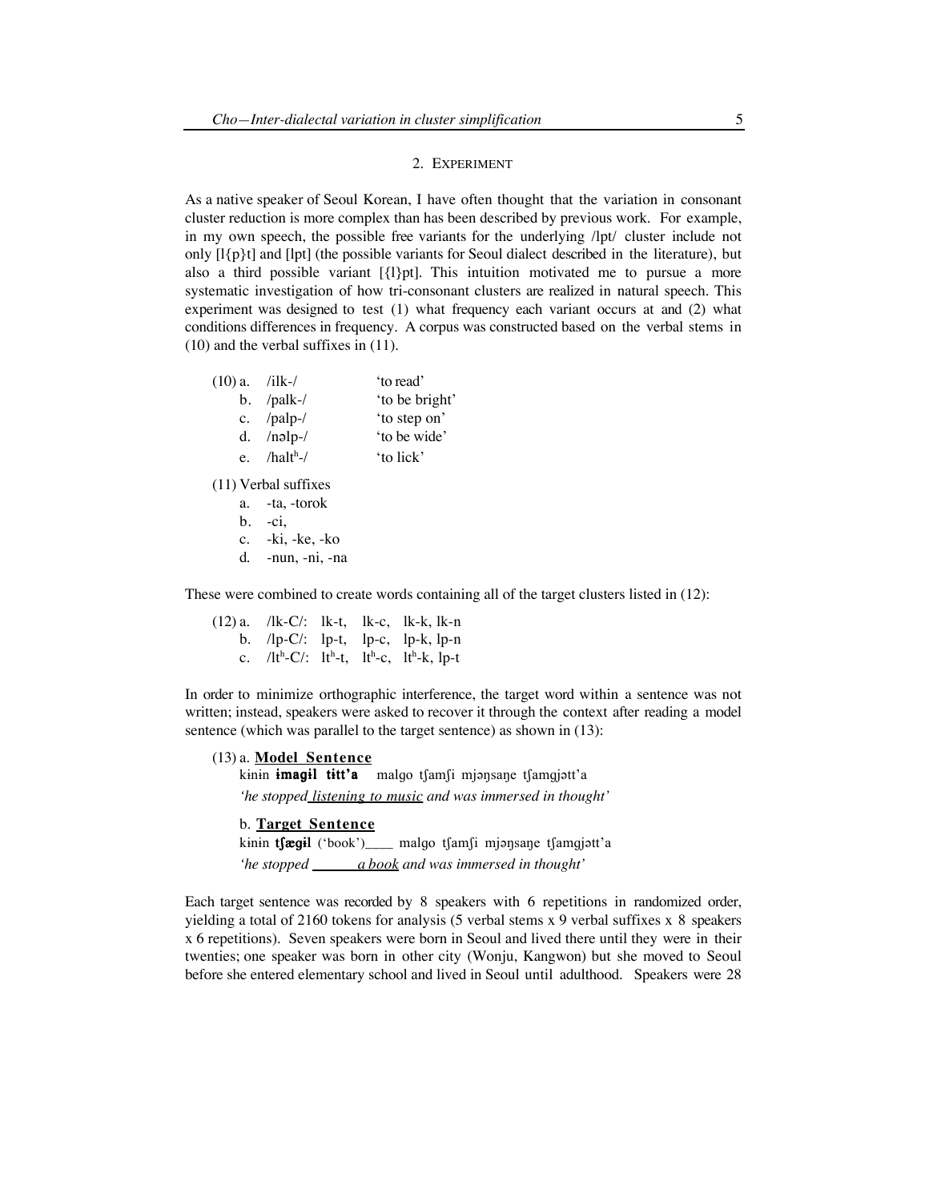## 2. Experiment

As a native speaker of Seoul Korean, I have often thought that the variation in consonant cluster reduction is more complex than has been described by previous work. For example, in my own speech, the possible free variants for the underlying /lpt/ cluster include not only [l{p}t] and [lpt] (the possible variants for Seoul dialect described in the literature), but also a third possible variant [{l}pt]. This intuition motivated me to pursue a more systematic investigation of how tri-consonant clusters are realized in natural speech. This experiment was designed to test (1) what frequency each variant occurs at and (2) what conditions differences in frequency. A corpus was constructed based on the verbal stems in (10) and the verbal suffixes in (11).

(10) a. /ilk-/ 'to read'
  b. /palk-/ 'to be bright'
  c. /palp-/ 'to step on'
  d. /nəlp-/ 'to be wide'
  e. /halt^h-/ 'to lick'

(11) Verbal suffixes
  a. -ta, -torok
  b. -ci,
  c. -ki, -ke, -ko
  d. -nun, -ni, -na

These were combined to create words containing all of the target clusters listed in (12):

(12) a. /lk-C/: lk-t, lk-c, lk-k, lk-n
  b. /lp-C/: lp-t, lp-c, lp-k, lp-n
  c. /lt^h-C/: lt^h-t, lt^h-c, lt^h-k, lp-t

In order to minimize orthographic interference, the target word within a sentence was not written; instead, speakers were asked to recover it through the context after reading a model sentence (which was parallel to the target sentence) as shown in (13):

(13) a. **Model Sentence**
  kinin **ɨmagɨl tɨtt'a** malgo tʃamʃi mjəŋsaŋe tʃamgjətt'a
  *'he stopped listening to music and was immersed in thought'*

  b. **Target Sentence**
  kinin **tʃægɨl** ('book')____ malgo tʃamʃi mjəŋsaŋe tʃamgjətt'a
  *'he stopped ______ a book and was immersed in thought'*

Each target sentence was recorded by 8 speakers with 6 repetitions in randomized order, yielding a total of 2160 tokens for analysis (5 verbal stems x 9 verbal suffixes x 8 speakers x 6 repetitions). Seven speakers were born in Seoul and lived there until they were in their twenties; one speaker was born in other city (Wonju, Kangwon) but she moved to Seoul before she entered elementary school and lived in Seoul until adulthood. Speakers were 28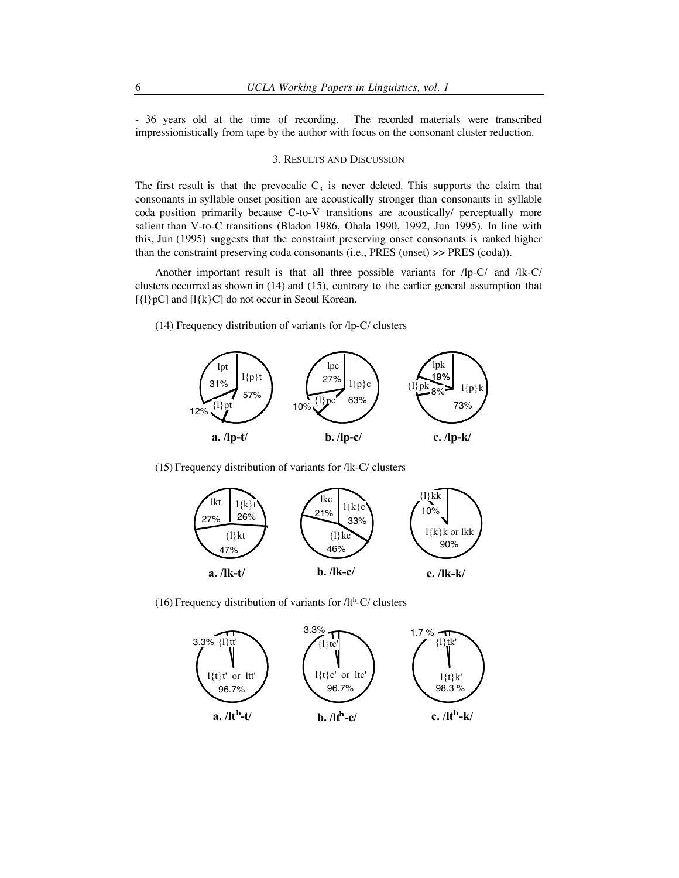- 36 years old at the time of recording. The recorded materials were transcribed impressionistically from tape by the author with focus on the consonant cluster reduction.

## 3. Results and Discussion

The first result is that the prevocalic $C_3$ is never deleted. This supports the claim that consonants in syllable onset position are acoustically stronger than consonants in syllable coda position primarily because C-to-V transitions are acoustically/ perceptually more salient than V-to-C transitions (Bladon 1986, Ohala 1990, 1992, Jun 1995). In line with this, Jun (1995) suggests that the constraint preserving onset consonants is ranked higher than the constraint preserving coda consonants (i.e., PRES (onset) >> PRES (coda)).

Another important result is that all three possible variants for /lp-C/ and /lk-C/ clusters occurred as shown in (14) and (15), contrary to the earlier general assumption that [{l}pC] and [l{k}C] do not occur in Seoul Korean.

(14) Frequency distribution of variants for /lp-C/ clusters

a. /lp-t/: lpt 31%, l{p}t 57%, {l}pt 12%

b. /lp-c/: lpc 27%, l{p}c 63%, {l}pc 10%

c. /lp-k/: lpk 19%, l{p}k 73%, {l}pk 8%

(15) Frequency distribution of variants for /lk-C/ clusters

a. /lk-t/: lkt 27%, l{k}t 26%, {l}kt 47%

b. /lk-c/: lkc 21%, l{k}c 33%, {l}kc 46%

c. /lk-k/: {l}kk 10%, l{k}k or lkk 90%

(16) Frequency distribution of variants for /$lt^h$-C/ clusters

a. /$lt^h$-t/: {l}tt' 3.3%, l{t}t' or ltt' 96.7%

b. /$lt^h$-c/: {l}tc' 3.3%, l{t}c' or ltc' 96.7%

c. /$lt^h$-k/: {l}tk' 1.7 %, l{t}k' 98.3 %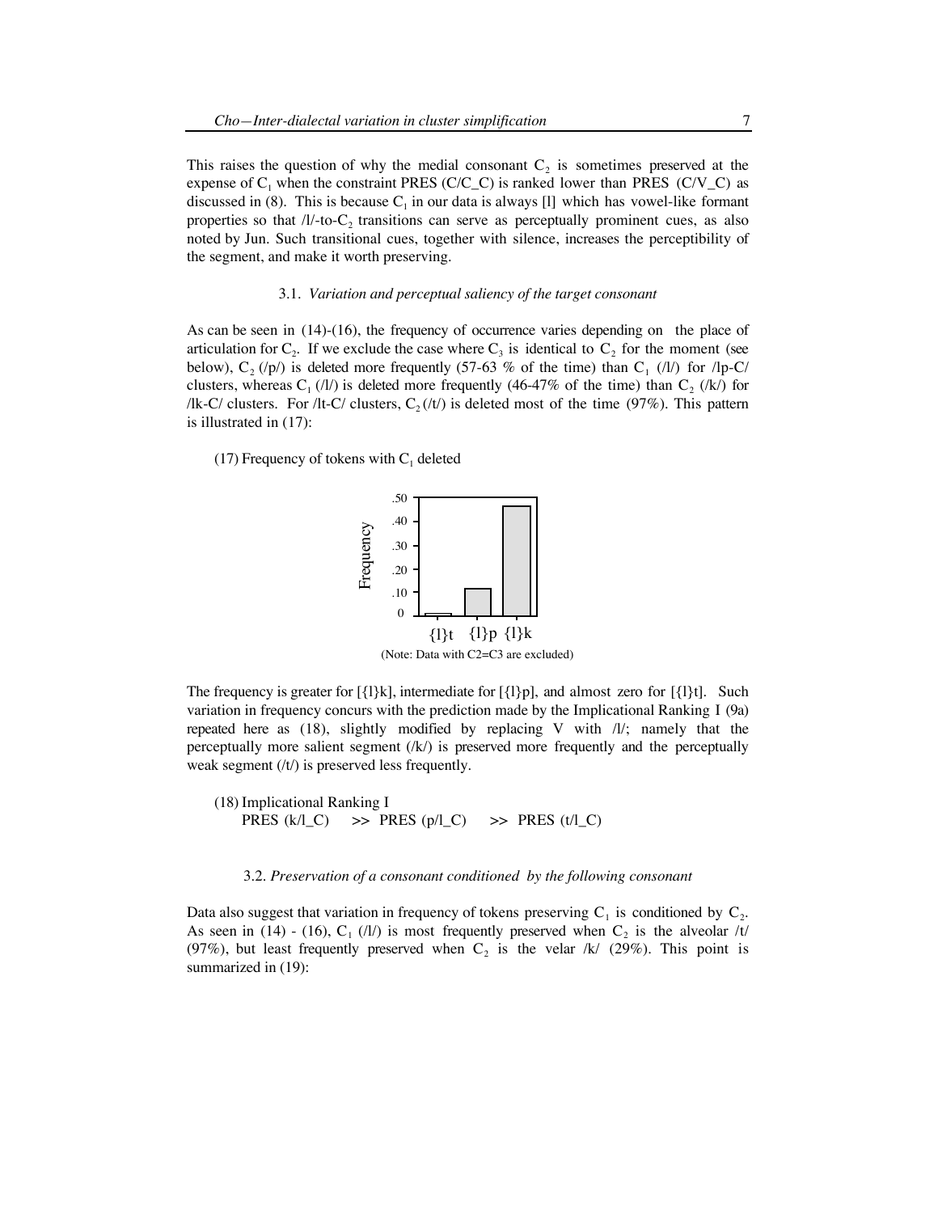This raises the question of why the medial consonant $C_2$ is sometimes preserved at the expense of $C_1$ when the constraint PRES (C/C_C) is ranked lower than PRES (C/V_C) as discussed in (8). This is because $C_1$ in our data is always [l] which has vowel-like formant properties so that /l/-to-$C_2$ transitions can serve as perceptually prominent cues, as also noted by Jun. Such transitional cues, together with silence, increases the perceptibility of the segment, and make it worth preserving.

### 3.1. *Variation and perceptual saliency of the target consonant*

As can be seen in (14)-(16), the frequency of occurrence varies depending on the place of articulation for $C_2$. If we exclude the case where $C_3$ is identical to $C_2$ for the moment (see below), $C_2$ (/p/) is deleted more frequently (57-63 % of the time) than $C_1$ (/l/) for /lp-C/ clusters, whereas $C_1$ (/l/) is deleted more frequently (46-47% of the time) than $C_2$ (/k/) for /lk-C/ clusters. For /lt-C/ clusters, $C_2$ (/t/) is deleted most of the time (97%). This pattern is illustrated in (17):

(17) Frequency of tokens with $C_1$ deleted

(Note: Data with C2=C3 are excluded)

The frequency is greater for [{l}k], intermediate for [{l}p], and almost zero for [{l}t]. Such variation in frequency concurs with the prediction made by the Implicational Ranking I (9a) repeated here as (18), slightly modified by replacing V with /l/; namely that the perceptually more salient segment (/k/) is preserved more frequently and the perceptually weak segment (/t/) is preserved less frequently.

(18) Implicational Ranking I
PRES (k/l_C) >> PRES (p/l_C) >> PRES (t/l_C)

### 3.2. *Preservation of a consonant conditioned by the following consonant*

Data also suggest that variation in frequency of tokens preserving $C_1$ is conditioned by $C_2$. As seen in (14) - (16), $C_1$ (/l/) is most frequently preserved when $C_2$ is the alveolar /t/ (97%), but least frequently preserved when $C_2$ is the velar /k/ (29%). This point is summarized in (19):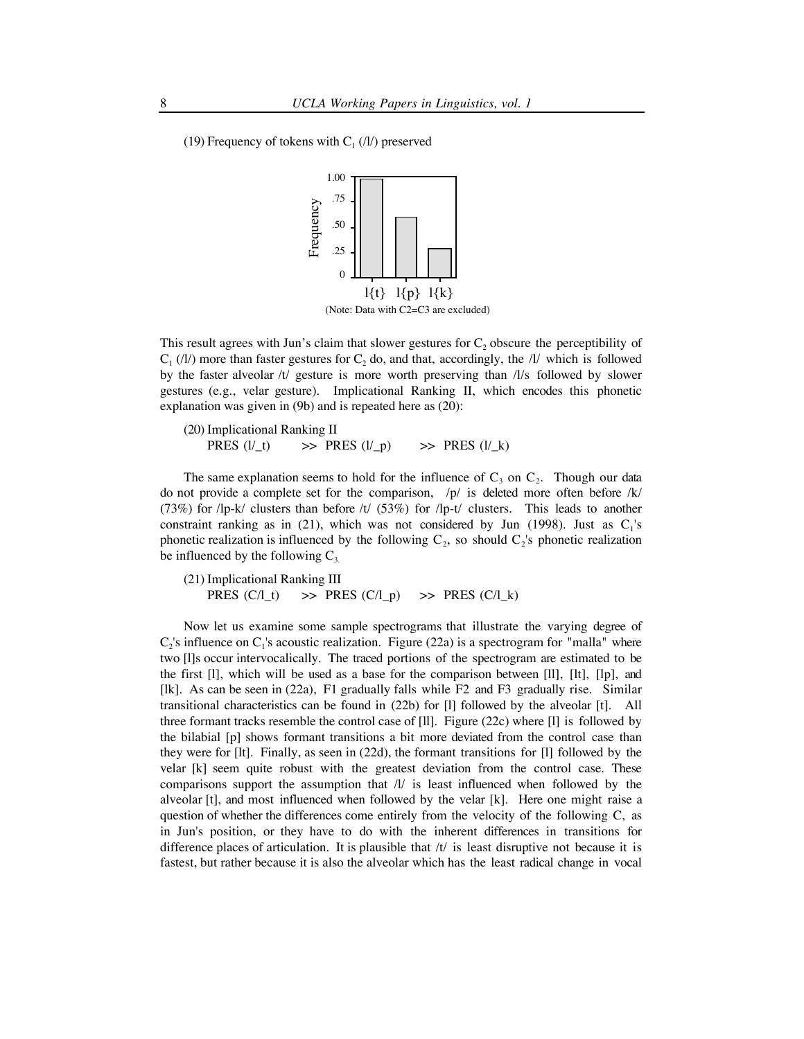(19) Frequency of tokens with $C_1$ (/l/) preserved

(Note: Data with C2=C3 are excluded)

This result agrees with Jun's claim that slower gestures for $C_2$ obscure the perceptibility of $C_1$ (/l/) more than faster gestures for $C_2$ do, and that, accordingly, the /l/ which is followed by the faster alveolar /t/ gesture is more worth preserving than /l/s followed by slower gestures (e.g., velar gesture). Implicational Ranking II, which encodes this phonetic explanation was given in (9b) and is repeated here as (20):

(20) Implicational Ranking II
PRES (l/_t) >> PRES (l/_p) >> PRES (l/_k)

The same explanation seems to hold for the influence of $C_3$ on $C_2$. Though our data do not provide a complete set for the comparison, /p/ is deleted more often before /k/ (73%) for /lp-k/ clusters than before /t/ (53%) for /lp-t/ clusters. This leads to another constraint ranking as in (21), which was not considered by Jun (1998). Just as $C_1$'s phonetic realization is influenced by the following $C_2$, so should $C_2$'s phonetic realization be influenced by the following $C_3$.

(21) Implicational Ranking III
PRES (C/l_t) >> PRES (C/l_p) >> PRES (C/l_k)

Now let us examine some sample spectrograms that illustrate the varying degree of $C_2$'s influence on $C_1$'s acoustic realization. Figure (22a) is a spectrogram for "malla" where two [l]s occur intervocalically. The traced portions of the spectrogram are estimated to be the first [l], which will be used as a base for the comparison between [ll], [lt], [lp], and [lk]. As can be seen in (22a), F1 gradually falls while F2 and F3 gradually rise. Similar transitional characteristics can be found in (22b) for [l] followed by the alveolar [t]. All three formant tracks resemble the control case of [ll]. Figure (22c) where [l] is followed by the bilabial [p] shows formant transitions a bit more deviated from the control case than they were for [lt]. Finally, as seen in (22d), the formant transitions for [l] followed by the velar [k] seem quite robust with the greatest deviation from the control case. These comparisons support the assumption that /l/ is least influenced when followed by the alveolar [t], and most influenced when followed by the velar [k]. Here one might raise a question of whether the differences come entirely from the velocity of the following C, as in Jun's position, or they have to do with the inherent differences in transitions for difference places of articulation. It is plausible that /t/ is least disruptive not because it is fastest, but rather because it is also the alveolar which has the least radical change in vocal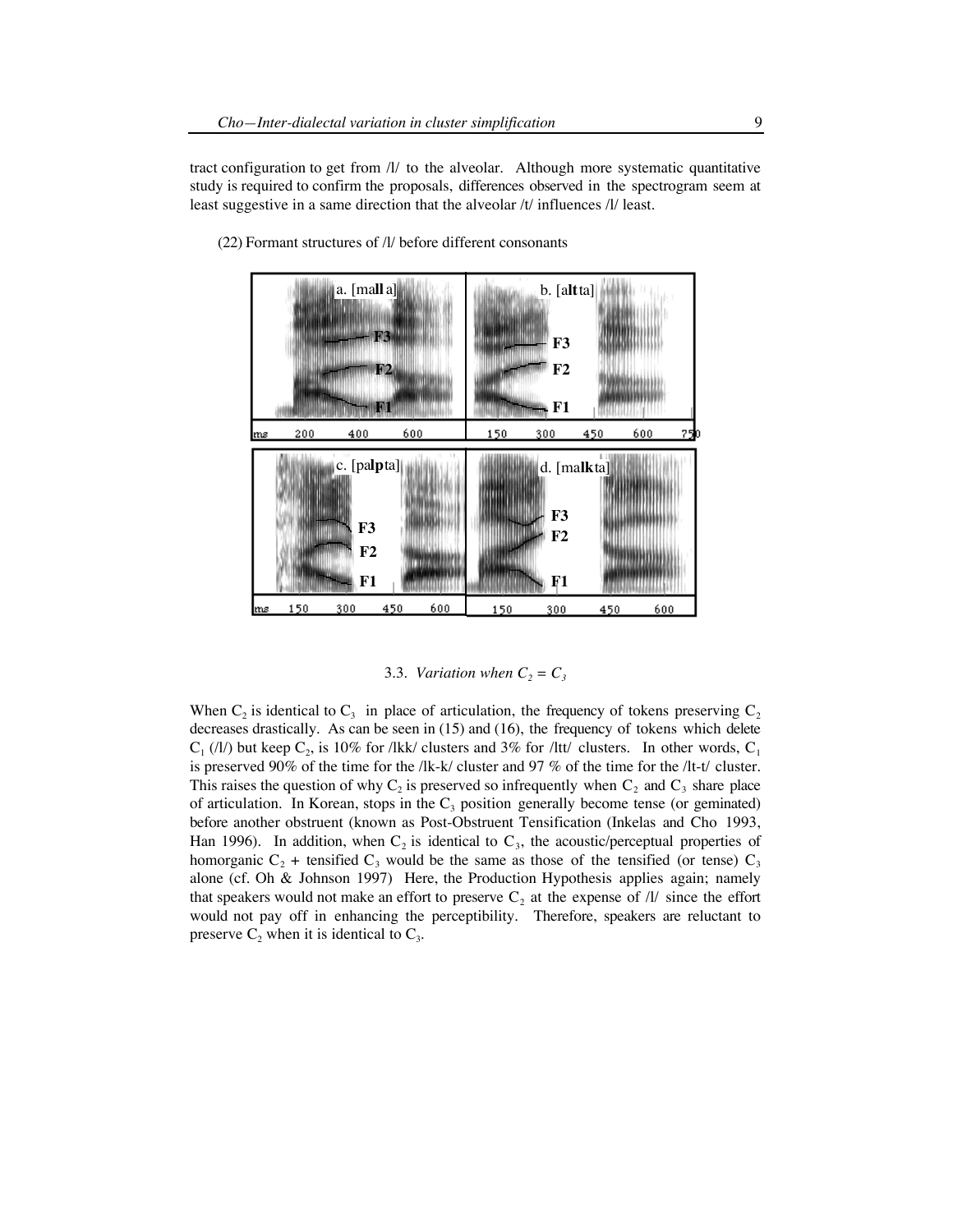tract configuration to get from /l/ to the alveolar. Although more systematic quantitative study is required to confirm the proposals, differences observed in the spectrogram seem at least suggestive in a same direction that the alveolar /t/ influences /l/ least.

(22) Formant structures of /l/ before different consonants

### 3.3. *Variation when $C_2 = C_3$*

When $C_2$ is identical to $C_3$ in place of articulation, the frequency of tokens preserving $C_2$ decreases drastically. As can be seen in (15) and (16), the frequency of tokens which delete $C_1$ (/l/) but keep $C_2$, is 10% for /lkk/ clusters and 3% for /ltt/ clusters. In other words, $C_1$ is preserved 90% of the time for the /lk-k/ cluster and 97 % of the time for the /lt-t/ cluster. This raises the question of why $C_2$ is preserved so infrequently when $C_2$ and $C_3$ share place of articulation. In Korean, stops in the $C_3$ position generally become tense (or geminated) before another obstruent (known as Post-Obstruent Tensification (Inkelas and Cho 1993, Han 1996). In addition, when $C_2$ is identical to $C_3$, the acoustic/perceptual properties of homorganic $C_2$ + tensified $C_3$ would be the same as those of the tensified (or tense) $C_3$ alone (cf. Oh & Johnson 1997) Here, the Production Hypothesis applies again; namely that speakers would not make an effort to preserve $C_2$ at the expense of /l/ since the effort would not pay off in enhancing the perceptibility. Therefore, speakers are reluctant to preserve $C_2$ when it is identical to $C_3$.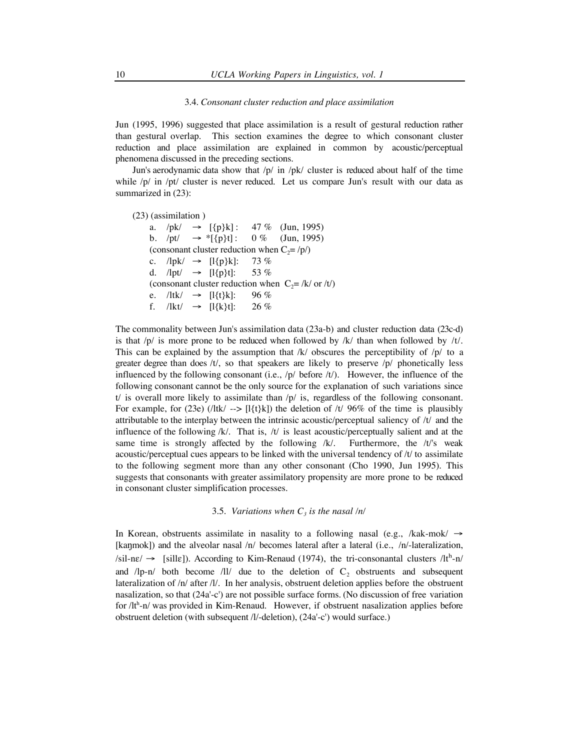### 3.4. *Consonant cluster reduction and place assimilation*

Jun (1995, 1996) suggested that place assimilation is a result of gestural reduction rather than gestural overlap. This section examines the degree to which consonant cluster reduction and place assimilation are explained in common by acoustic/perceptual phenomena discussed in the preceding sections.

Jun's aerodynamic data show that /p/ in /pk/ cluster is reduced about half of the time while /p/ in /pt/ cluster is never reduced. Let us compare Jun's result with our data as summarized in (23):

(23) (assimilation )
   a. /pk/ → [{p}k] : 47 % (Jun, 1995)
   b. /pt/ → *[{p}t] : 0 % (Jun, 1995)
   (consonant cluster reduction when $C_2$= /p/)
   c. /lpk/ → [l{p}k]: 73 %
   d. /lpt/ → [l{p}t]: 53 %
   (consonant cluster reduction when $C_2$= /k/ or /t/)
   e. /ltk/ → [l{t}k]: 96 %
   f. /lkt/ → [l{k}t]: 26 %

The commonality between Jun's assimilation data (23a-b) and cluster reduction data (23c-d) is that /p/ is more prone to be reduced when followed by /k/ than when followed by /t/. This can be explained by the assumption that /k/ obscures the perceptibility of /p/ to a greater degree than does /t/, so that speakers are likely to preserve /p/ phonetically less influenced by the following consonant (i.e., /p/ before /t/). However, the influence of the following consonant cannot be the only source for the explanation of such variations since t/ is overall more likely to assimilate than /p/ is, regardless of the following consonant. For example, for (23e) (/ltk/ --> [l{t}k]) the deletion of /t/ 96% of the time is plausibly attributable to the interplay between the intrinsic acoustic/perceptual saliency of /t/ and the influence of the following /k/. That is, /t/ is least acoustic/perceptually salient and at the same time is strongly affected by the following /k/. Furthermore, the /t/'s weak acoustic/perceptual cues appears to be linked with the universal tendency of /t/ to assimilate to the following segment more than any other consonant (Cho 1990, Jun 1995). This suggests that consonants with greater assimilatory propensity are more prone to be reduced in consonant cluster simplification processes.

### 3.5. *Variations when $C_3$ is the nasal /n/*

In Korean, obstruents assimilate in nasality to a following nasal (e.g., /kak-mok/ → [kaŋmok]) and the alveolar nasal /n/ becomes lateral after a lateral (i.e., /n/-lateralization, /sil-nɛ/ → [sillɛ]). According to Kim-Renaud (1974), the tri-consonantal clusters /lt^h-n/ and /lp-n/ both become /ll/ due to the deletion of $C_2$ obstruents and subsequent lateralization of /n/ after /l/. In her analysis, obstruent deletion applies before the obstruent nasalization, so that (24a'-c') are not possible surface forms. (No discussion of free variation for /lt^h-n/ was provided in Kim-Renaud. However, if obstruent nasalization applies before obstruent deletion (with subsequent /l/-deletion), (24a'-c') would surface.)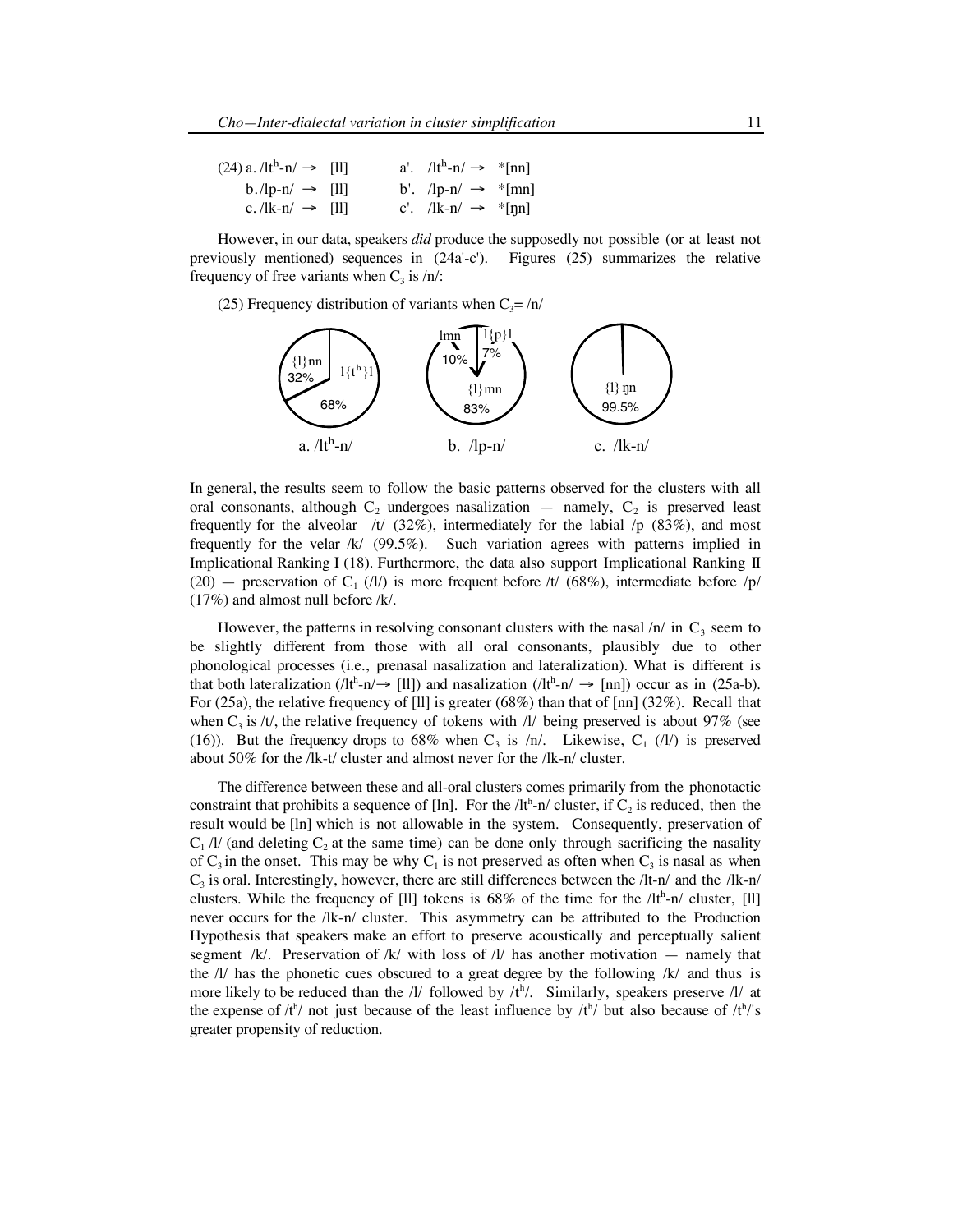(24) a. /lt^h-n/ → [ll]  a'. /lt^h-n/ → *[nn]
 b. /lp-n/ → [ll]  b'. /lp-n/ → *[mn]
 c. /lk-n/ → [ll]  c'. /lk-n/ → *[ŋn]

However, in our data, speakers *did* produce the supposedly not possible (or at least not previously mentioned) sequences in (24a'-c'). Figures (25) summarizes the relative frequency of free variants when $C_3$ is /n/:

(25) Frequency distribution of variants when $C_3$= /n/

a. /lt^h-n/: {l}nn 32%; l{t^h}l 68%

b. /lp-n/: lmn 10%; l{p}l 7%; {l}mn 83%

c. /lk-n/: {l}ŋn 99.5%

In general, the results seem to follow the basic patterns observed for the clusters with all oral consonants, although $C_2$ undergoes nasalization — namely, $C_2$ is preserved least frequently for the alveolar /t/ (32%), intermediately for the labial /p (83%), and most frequently for the velar /k/ (99.5%). Such variation agrees with patterns implied in Implicational Ranking I (18). Furthermore, the data also support Implicational Ranking II (20) — preservation of $C_1$ (/l/) is more frequent before /t/ (68%), intermediate before /p/ (17%) and almost null before /k/.

However, the patterns in resolving consonant clusters with the nasal /n/ in $C_3$ seem to be slightly different from those with all oral consonants, plausibly due to other phonological processes (i.e., prenasal nasalization and lateralization). What is different is that both lateralization (/lt^h-n/→ [ll]) and nasalization (/lt^h-n/ → [nn]) occur as in (25a-b). For (25a), the relative frequency of [ll] is greater (68%) than that of [nn] (32%). Recall that when $C_3$ is /t/, the relative frequency of tokens with /l/ being preserved is about 97% (see (16)). But the frequency drops to 68% when $C_3$ is /n/. Likewise, $C_1$ (/l/) is preserved about 50% for the /lk-t/ cluster and almost never for the /lk-n/ cluster.

The difference between these and all-oral clusters comes primarily from the phonotactic constraint that prohibits a sequence of [ln]. For the /lt^h-n/ cluster, if $C_2$ is reduced, then the result would be [ln] which is not allowable in the system. Consequently, preservation of $C_1$ /l/ (and deleting $C_2$ at the same time) can be done only through sacrificing the nasality of $C_3$ in the onset. This may be why $C_1$ is not preserved as often when $C_3$ is nasal as when $C_3$ is oral. Interestingly, however, there are still differences between the /lt-n/ and the /lk-n/ clusters. While the frequency of [ll] tokens is 68% of the time for the /lt^h-n/ cluster, [ll] never occurs for the /lk-n/ cluster. This asymmetry can be attributed to the Production Hypothesis that speakers make an effort to preserve acoustically and perceptually salient segment /k/. Preservation of /k/ with loss of /l/ has another motivation — namely that the /l/ has the phonetic cues obscured to a great degree by the following /k/ and thus is more likely to be reduced than the /l/ followed by /t^h/. Similarly, speakers preserve /l/ at the expense of /t^h/ not just because of the least influence by /t^h/ but also because of /t^h/'s greater propensity of reduction.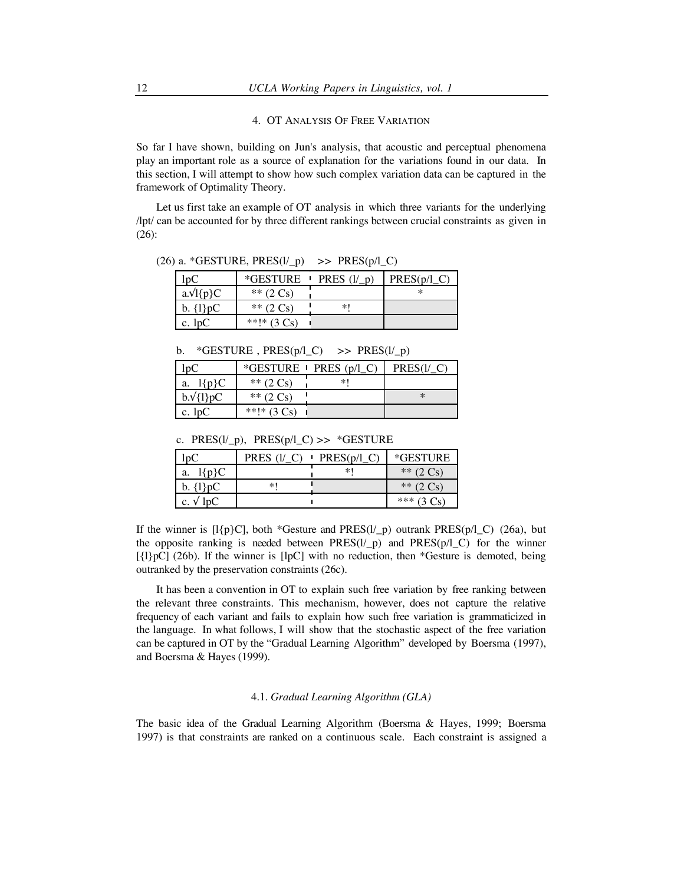### 4. OT Analysis Of Free Variation

So far I have shown, building on Jun's analysis, that acoustic and perceptual phenomena play an important role as a source of explanation for the variations found in our data. In this section, I will attempt to show how such complex variation data can be captured in the framework of Optimality Theory.

Let us first take an example of OT analysis in which three variants for the underlying /lpt/ can be accounted for by three different rankings between crucial constraints as given in (26):

(26) a. *GESTURE, PRES(l/_p) >> PRES(p/l_C)

| lpC | *GESTURE | PRES (l/_p) | PRES(p/l_C) |
|---|---|---|---|
| a.√l{p}C | ** (2 Cs) | | * |
| b. {l}pC | ** (2 Cs) | *! | |
| c. lpC | **!* (3 Cs) | | |

b. *GESTURE , PRES(p/l_C) >> PRES(l/_p)

| lpC | *GESTURE | PRES (p/l_C) | PRES(l/_C) |
|---|---|---|---|
| a. l{p}C | ** (2 Cs) | *! | |
| b.√{l}pC | ** (2 Cs) | | * |
| c. lpC | **!* (3 Cs) | | |

c. PRES(l/_p), PRES(p/l_C) >> *GESTURE

| lpC | PRES (l/_C) | PRES(p/l_C) | *GESTURE |
|---|---|---|---|
| a. l{p}C | | *! | ** (2 Cs) |
| b. {l}pC | *! | | ** (2 Cs) |
| c. √ lpC | | | *** (3 Cs) |

If the winner is [l{p}C], both *Gesture and PRES(l/_p) outrank PRES(p/l_C) (26a), but the opposite ranking is needed between PRES(l/_p) and PRES(p/l_C) for the winner [{l}pC] (26b). If the winner is [lpC] with no reduction, then *Gesture is demoted, being outranked by the preservation constraints (26c).

It has been a convention in OT to explain such free variation by free ranking between the relevant three constraints. This mechanism, however, does not capture the relative frequency of each variant and fails to explain how such free variation is grammaticized in the language. In what follows, I will show that the stochastic aspect of the free variation can be captured in OT by the "Gradual Learning Algorithm" developed by Boersma (1997), and Boersma & Hayes (1999).

#### 4.1. *Gradual Learning Algorithm (GLA)*

The basic idea of the Gradual Learning Algorithm (Boersma & Hayes, 1999; Boersma 1997) is that constraints are ranked on a continuous scale. Each constraint is assigned a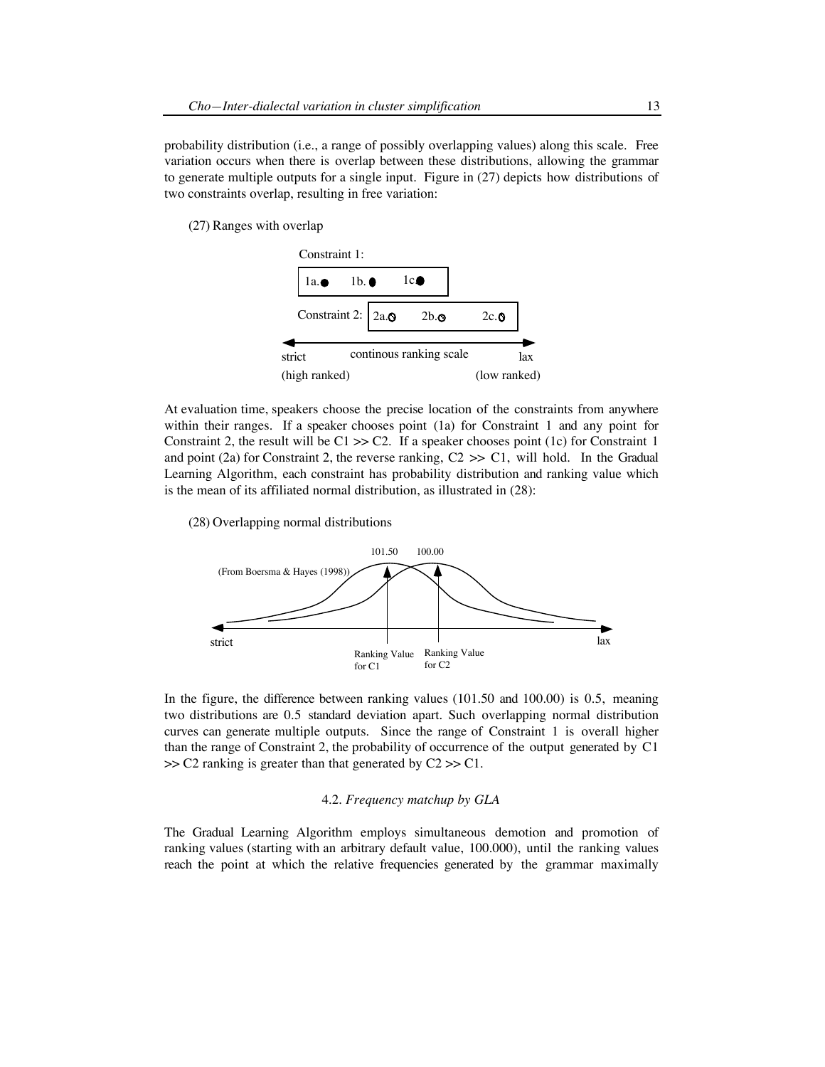probability distribution (i.e., a range of possibly overlapping values) along this scale. Free variation occurs when there is overlap between these distributions, allowing the grammar to generate multiple outputs for a single input. Figure in (27) depicts how distributions of two constraints overlap, resulting in free variation:

(27) Ranges with overlap

Constraint 1: 1a. 1b. 1c.

Constraint 2: 2a. 2b. 2c.

strict — continous ranking scale — lax

(high ranked) (low ranked)

At evaluation time, speakers choose the precise location of the constraints from anywhere within their ranges. If a speaker chooses point (1a) for Constraint 1 and any point for Constraint 2, the result will be C1 >> C2. If a speaker chooses point (1c) for Constraint 1 and point (2a) for Constraint 2, the reverse ranking, C2 >> C1, will hold. In the Gradual Learning Algorithm, each constraint has probability distribution and ranking value which is the mean of its affiliated normal distribution, as illustrated in (28):

(28) Overlapping normal distributions

(From Boersma & Hayes (1998))

101.50 100.00

strict lax

Ranking Value for C1 Ranking Value for C2

In the figure, the difference between ranking values (101.50 and 100.00) is 0.5, meaning two distributions are 0.5 standard deviation apart. Such overlapping normal distribution curves can generate multiple outputs. Since the range of Constraint 1 is overall higher than the range of Constraint 2, the probability of occurrence of the output generated by C1 >> C2 ranking is greater than that generated by C2 >> C1.

### 4.2. *Frequency matchup by GLA*

The Gradual Learning Algorithm employs simultaneous demotion and promotion of ranking values (starting with an arbitrary default value, 100.000), until the ranking values reach the point at which the relative frequencies generated by the grammar maximally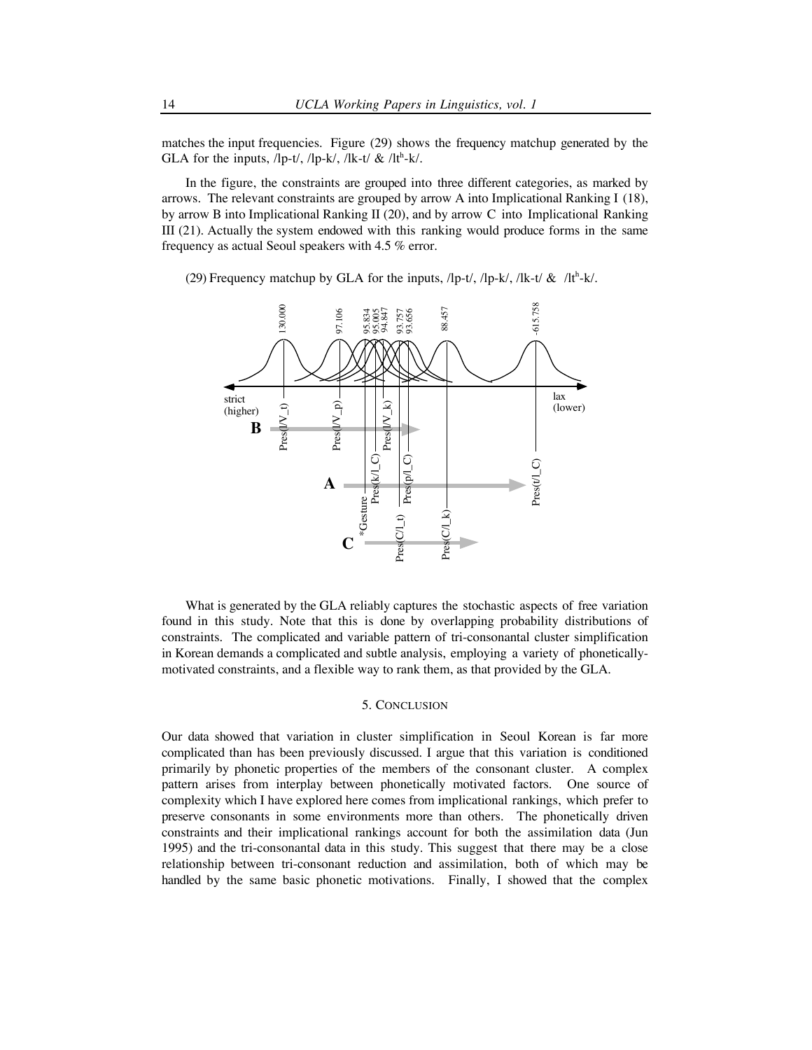matches the input frequencies. Figure (29) shows the frequency matchup generated by the GLA for the inputs, /lp-t/, /lp-k/, /lk-t/ & /lt^h-k/.

In the figure, the constraints are grouped into three different categories, as marked by arrows. The relevant constraints are grouped by arrow A into Implicational Ranking I (18), by arrow B into Implicational Ranking II (20), and by arrow C into Implicational Ranking III (21). Actually the system endowed with this ranking would produce forms in the same frequency as actual Seoul speakers with 4.5 % error.

(29) Frequency matchup by GLA for the inputs, /lp-t/, /lp-k/, /lk-t/ & /lt^h-k/.

What is generated by the GLA reliably captures the stochastic aspects of free variation found in this study. Note that this is done by overlapping probability distributions of constraints. The complicated and variable pattern of tri-consonantal cluster simplification in Korean demands a complicated and subtle analysis, employing a variety of phonetically-motivated constraints, and a flexible way to rank them, as that provided by the GLA.

## 5. Conclusion

Our data showed that variation in cluster simplification in Seoul Korean is far more complicated than has been previously discussed. I argue that this variation is conditioned primarily by phonetic properties of the members of the consonant cluster. A complex pattern arises from interplay between phonetically motivated factors. One source of complexity which I have explored here comes from implicational rankings, which prefer to preserve consonants in some environments more than others. The phonetically driven constraints and their implicational rankings account for both the assimilation data (Jun 1995) and the tri-consonantal data in this study. This suggest that there may be a close relationship between tri-consonant reduction and assimilation, both of which may be handled by the same basic phonetic motivations. Finally, I showed that the complex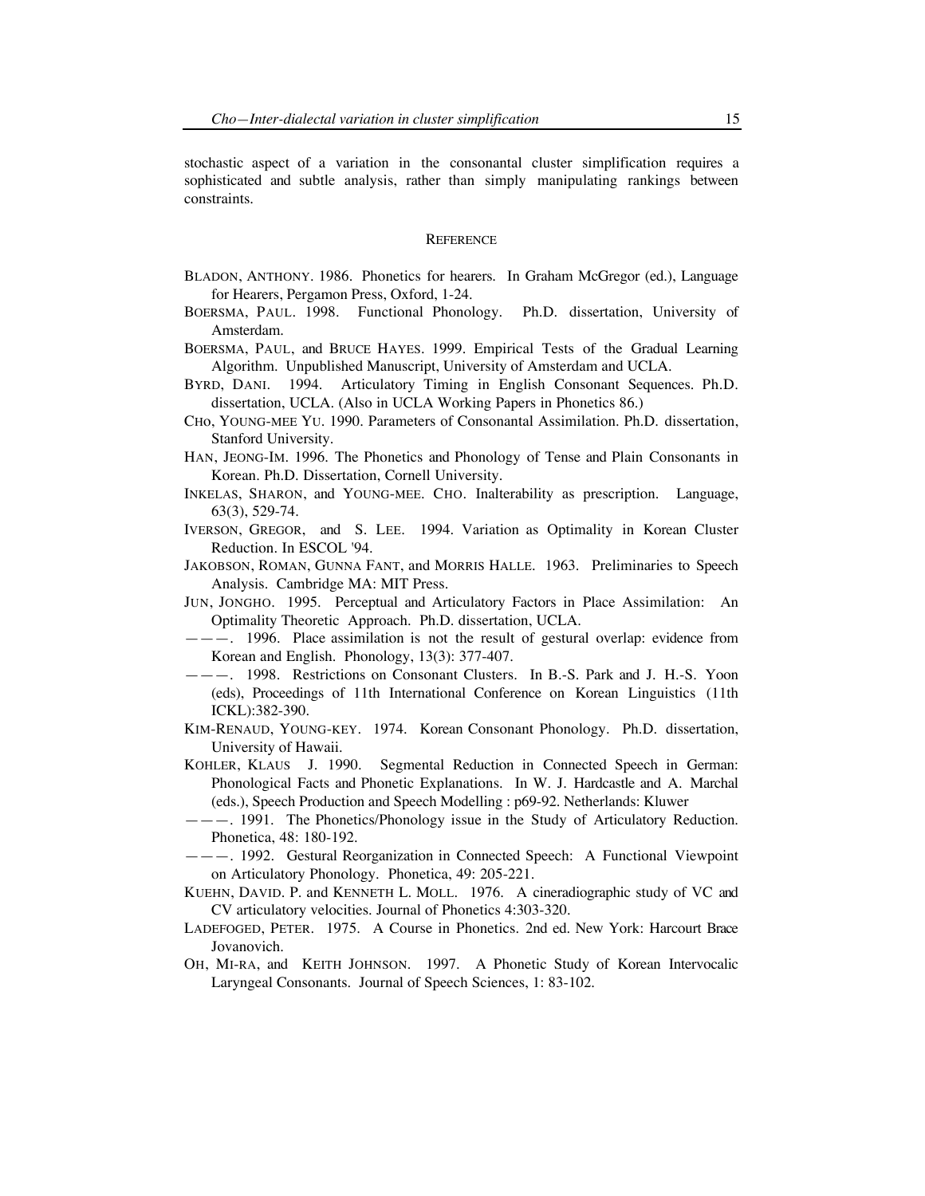stochastic aspect of a variation in the consonantal cluster simplification requires a sophisticated and subtle analysis, rather than simply manipulating rankings between constraints.

## Reference

BLADON, ANTHONY. 1986. Phonetics for hearers. In Graham McGregor (ed.), Language for Hearers, Pergamon Press, Oxford, 1-24.

BOERSMA, PAUL. 1998. Functional Phonology. Ph.D. dissertation, University of Amsterdam.

BOERSMA, PAUL, and BRUCE HAYES. 1999. Empirical Tests of the Gradual Learning Algorithm. Unpublished Manuscript, University of Amsterdam and UCLA.

BYRD, DANI. 1994. Articulatory Timing in English Consonant Sequences. Ph.D. dissertation, UCLA. (Also in UCLA Working Papers in Phonetics 86.)

CHO, YOUNG-MEE YU. 1990. Parameters of Consonantal Assimilation. Ph.D. dissertation, Stanford University.

HAN, JEONG-IM. 1996. The Phonetics and Phonology of Tense and Plain Consonants in Korean. Ph.D. Dissertation, Cornell University.

INKELAS, SHARON, and YOUNG-MEE. CHO. Inalterability as prescription. Language, 63(3), 529-74.

IVERSON, GREGOR, and S. LEE. 1994. Variation as Optimality in Korean Cluster Reduction. In ESCOL '94.

JAKOBSON, ROMAN, GUNNA FANT, and MORRIS HALLE. 1963. Preliminaries to Speech Analysis. Cambridge MA: MIT Press.

JUN, JONGHO. 1995. Perceptual and Articulatory Factors in Place Assimilation: An Optimality Theoretic Approach. Ph.D. dissertation, UCLA.

———. 1996. Place assimilation is not the result of gestural overlap: evidence from Korean and English. Phonology, 13(3): 377-407.

———. 1998. Restrictions on Consonant Clusters. In B.-S. Park and J. H.-S. Yoon (eds), Proceedings of 11th International Conference on Korean Linguistics (11th ICKL):382-390.

KIM-RENAUD, YOUNG-KEY. 1974. Korean Consonant Phonology. Ph.D. dissertation, University of Hawaii.

KOHLER, KLAUS J. 1990. Segmental Reduction in Connected Speech in German: Phonological Facts and Phonetic Explanations. In W. J. Hardcastle and A. Marchal (eds.), Speech Production and Speech Modelling : p69-92. Netherlands: Kluwer

———. 1991. The Phonetics/Phonology issue in the Study of Articulatory Reduction. Phonetica, 48: 180-192.

———. 1992. Gestural Reorganization in Connected Speech: A Functional Viewpoint on Articulatory Phonology. Phonetica, 49: 205-221.

KUEHN, DAVID. P. and KENNETH L. MOLL. 1976. A cineradiographic study of VC and CV articulatory velocities. Journal of Phonetics 4:303-320.

LADEFOGED, PETER. 1975. A Course in Phonetics. 2nd ed. New York: Harcourt Brace Jovanovich.

OH, MI-RA, and KEITH JOHNSON. 1997. A Phonetic Study of Korean Intervocalic Laryngeal Consonants. Journal of Speech Sciences, 1: 83-102.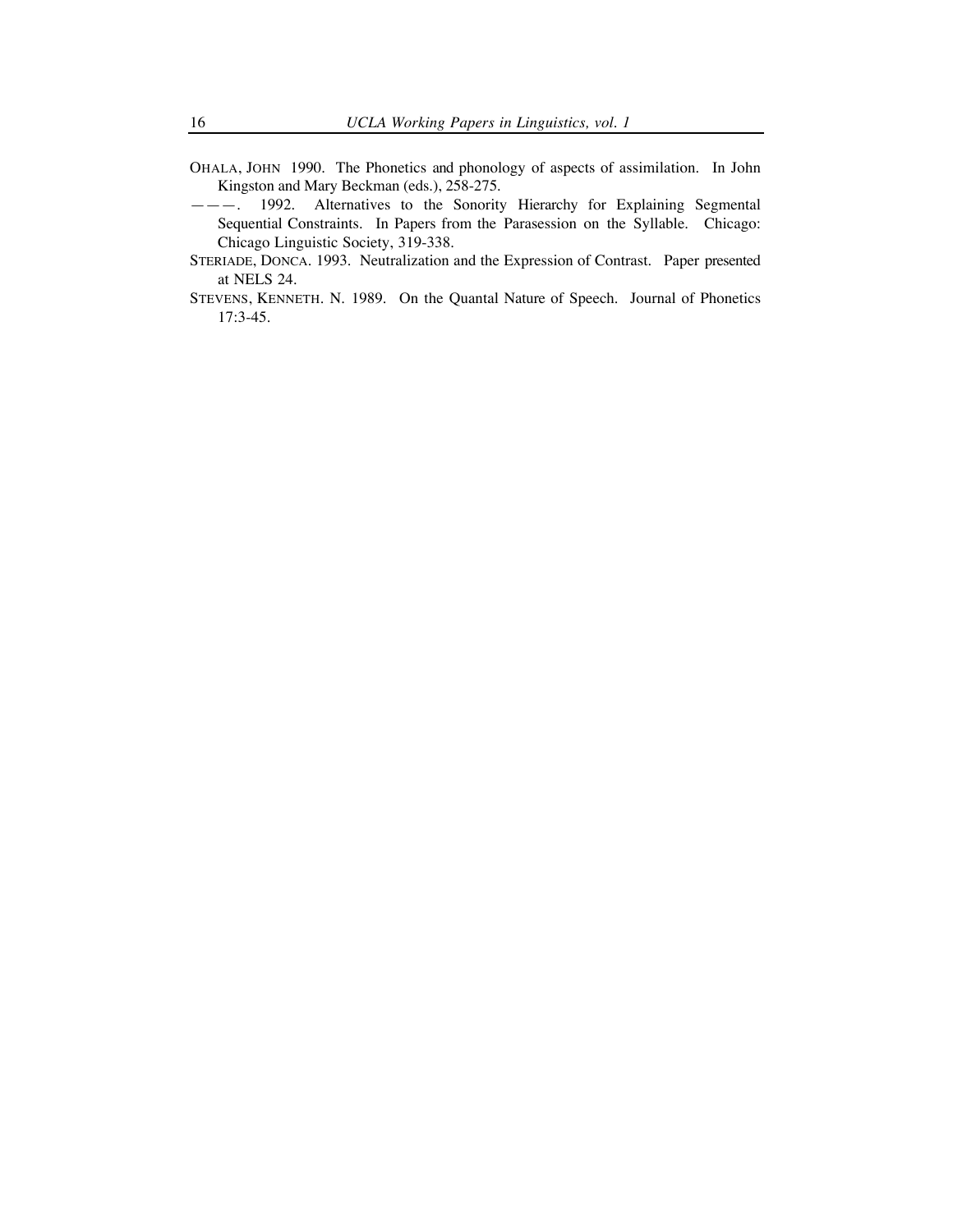OHALA, JOHN 1990. The Phonetics and phonology of aspects of assimilation. In John Kingston and Mary Beckman (eds.), 258-275.

———. 1992. Alternatives to the Sonority Hierarchy for Explaining Segmental Sequential Constraints. In Papers from the Parasession on the Syllable. Chicago: Chicago Linguistic Society, 319-338.

STERIADE, DONCA. 1993. Neutralization and the Expression of Contrast. Paper presented at NELS 24.

STEVENS, KENNETH. N. 1989. On the Quantal Nature of Speech. Journal of Phonetics 17:3-45.